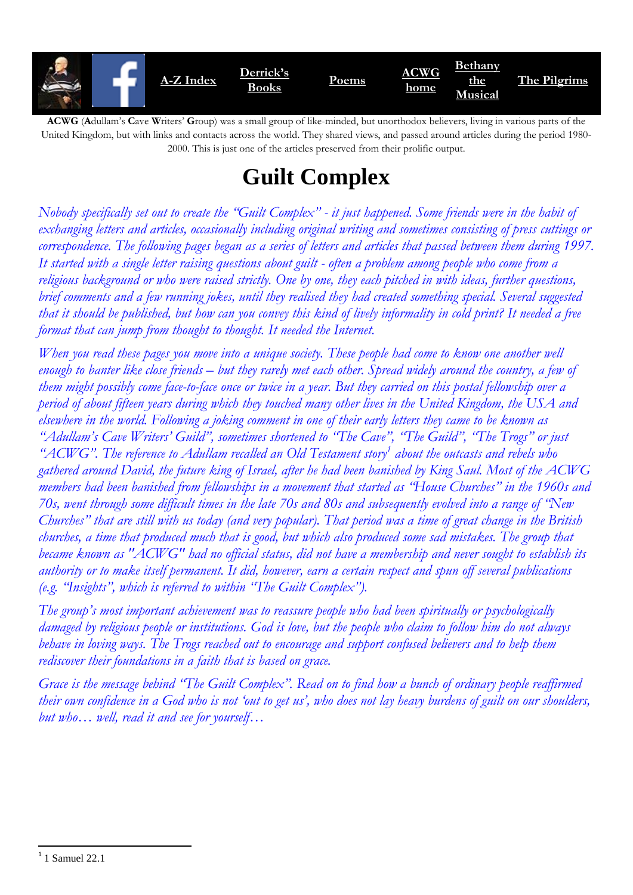A-Z Index | Derrick's Books | Poems | ACWG home | Bethany the Musical | The Pilgrims

**ACWG** (**A**dullam's **C**ave **W**riters' **G**roup) was a small group of like-minded, but unorthodox believers, living in various parts of the United Kingdom, but with links and contacts across the world. They shared views, and passed around articles during the period 1980-2000. This is just one of the articles preserved from their prolific output.

# Guilt Complex

*Nobody specifically set out to create the "Guilt Complex" - it just happened. Some friends were in the habit of exchanging letters and articles, occasionally including original writing and sometimes consisting of press cuttings or correspondence. The following pages began as a series of letters and articles that passed between them during 1997. It started with a single letter raising questions about guilt - often a problem among people who come from a religious background or who were raised strictly. One by one, they each pitched in with ideas, further questions, brief comments and a few running jokes, until they realised they had created something special. Several suggested that it should be published, but how can you convey this kind of lively informality in cold print? It needed a free format that can jump from thought to thought. It needed the Internet.*

*When you read these pages you move into a unique society. These people had come to know one another well enough to banter like close friends – but they rarely met each other. Spread widely around the country, a few of them might possibly come face-to-face once or twice in a year. But they carried on this postal fellowship over a period of about fifteen years during which they touched many other lives in the United Kingdom, the USA and elsewhere in the world. Following a joking comment in one of their early letters they came to be known as "Adullam's Cave Writers' Guild", sometimes shortened to "The Cave", "The Guild", "The Trogs" or just "ACWG". The reference to Adullam recalled an Old Testament story[1] about the outcasts and rebels who gathered around David, the future king of Israel, after he had been banished by King Saul. Most of the ACWG members had been banished from fellowships in a movement that started as "House Churches" in the 1960s and 70s, went through some difficult times in the late 70s and 80s and subsequently evolved into a range of "New Churches" that are still with us today (and very popular). That period was a time of great change in the British churches, a time that produced much that is good, but which also produced some sad mistakes. The group that became known as "ACWG" had no official status, did not have a membership and never sought to establish its authority or to make itself permanent. It did, however, earn a certain respect and spun off several publications (e.g. "Insights", which is referred to within "The Guilt Complex").*

*The group's most important achievement was to reassure people who had been spiritually or psychologically damaged by religious people or institutions. God is love, but the people who claim to follow him do not always behave in loving ways. The Trogs reached out to encourage and support confused believers and to help them rediscover their foundations in a faith that is based on grace.*

*Grace is the message behind "The Guilt Complex". Read on to find how a bunch of ordinary people reaffirmed their own confidence in a God who is not 'out to get us', who does not lay heavy burdens of guilt on our shoulders, but who… well, read it and see for yourself…*

---

[1] 1 Samuel 22.1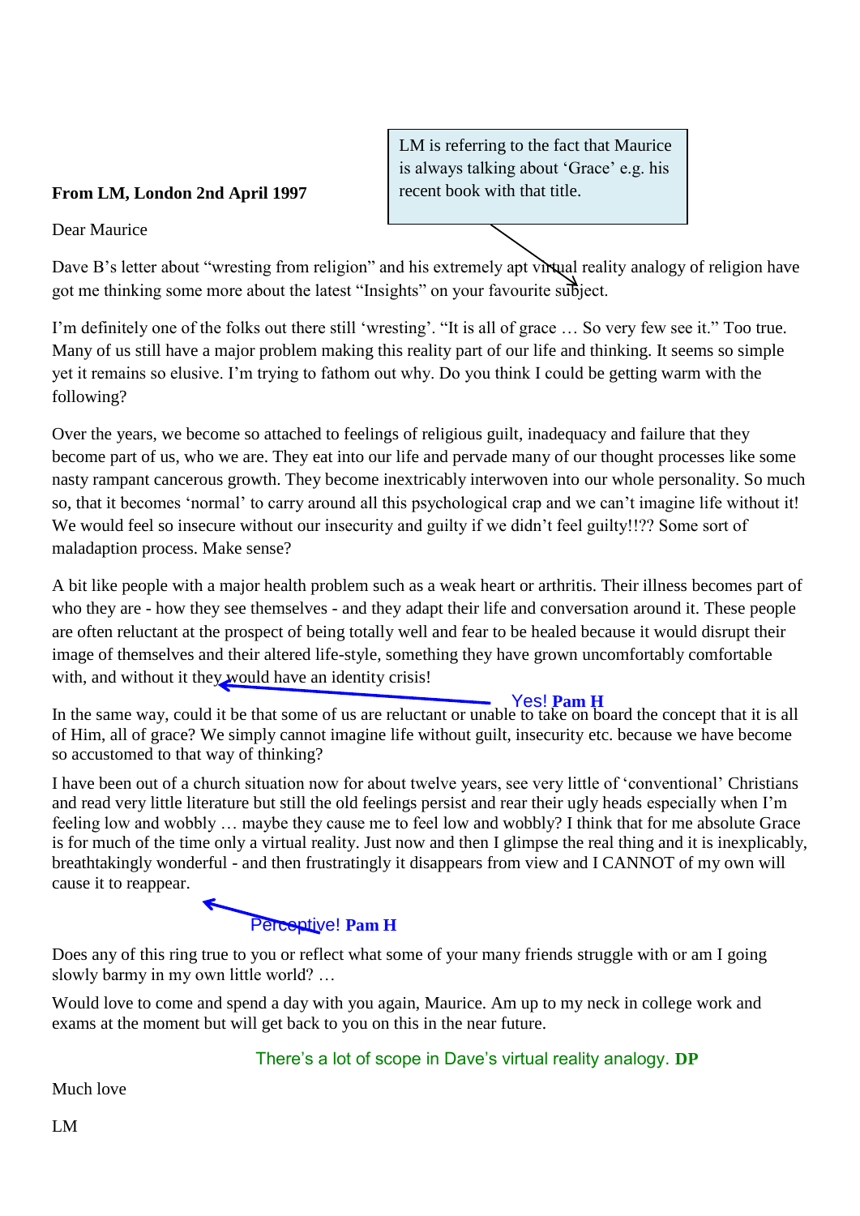LM is referring to the fact that Maurice is always talking about 'Grace' e.g. his recent book with that title.

**From LM, London 2nd April 1997**

Dear Maurice

Dave B's letter about "wresting from religion" and his extremely apt virtual reality analogy of religion have got me thinking some more about the latest "Insights" on your favourite subject.

I'm definitely one of the folks out there still 'wresting'. "It is all of grace … So very few see it." Too true. Many of us still have a major problem making this reality part of our life and thinking. It seems so simple yet it remains so elusive. I'm trying to fathom out why. Do you think I could be getting warm with the following?

Over the years, we become so attached to feelings of religious guilt, inadequacy and failure that they become part of us, who we are. They eat into our life and pervade many of our thought processes like some nasty rampant cancerous growth. They become inextricably interwoven into our whole personality. So much so, that it becomes 'normal' to carry around all this psychological crap and we can't imagine life without it! We would feel so insecure without our insecurity and guilty if we didn't feel guilty!!?? Some sort of maladaption process. Make sense?

A bit like people with a major health problem such as a weak heart or arthritis. Their illness becomes part of who they are - how they see themselves - and they adapt their life and conversation around it. These people are often reluctant at the prospect of being totally well and fear to be healed because it would disrupt their image of themselves and their altered life-style, something they have grown uncomfortably comfortable with, and without it they would have an identity crisis!

Yes! **Pam H**

In the same way, could it be that some of us are reluctant or unable to take on board the concept that it is all of Him, all of grace? We simply cannot imagine life without guilt, insecurity etc. because we have become so accustomed to that way of thinking?

I have been out of a church situation now for about twelve years, see very little of 'conventional' Christians and read very little literature but still the old feelings persist and rear their ugly heads especially when I'm feeling low and wobbly … maybe they cause me to feel low and wobbly? I think that for me absolute Grace is for much of the time only a virtual reality. Just now and then I glimpse the real thing and it is inexplicably, breathtakingly wonderful - and then frustratingly it disappears from view and I CANNOT of my own will cause it to reappear.

Perceptive! **Pam H**

Does any of this ring true to you or reflect what some of your many friends struggle with or am I going slowly barmy in my own little world? …

Would love to come and spend a day with you again, Maurice. Am up to my neck in college work and exams at the moment but will get back to you on this in the near future.

There's a lot of scope in Dave's virtual reality analogy. **DP**

Much love

LM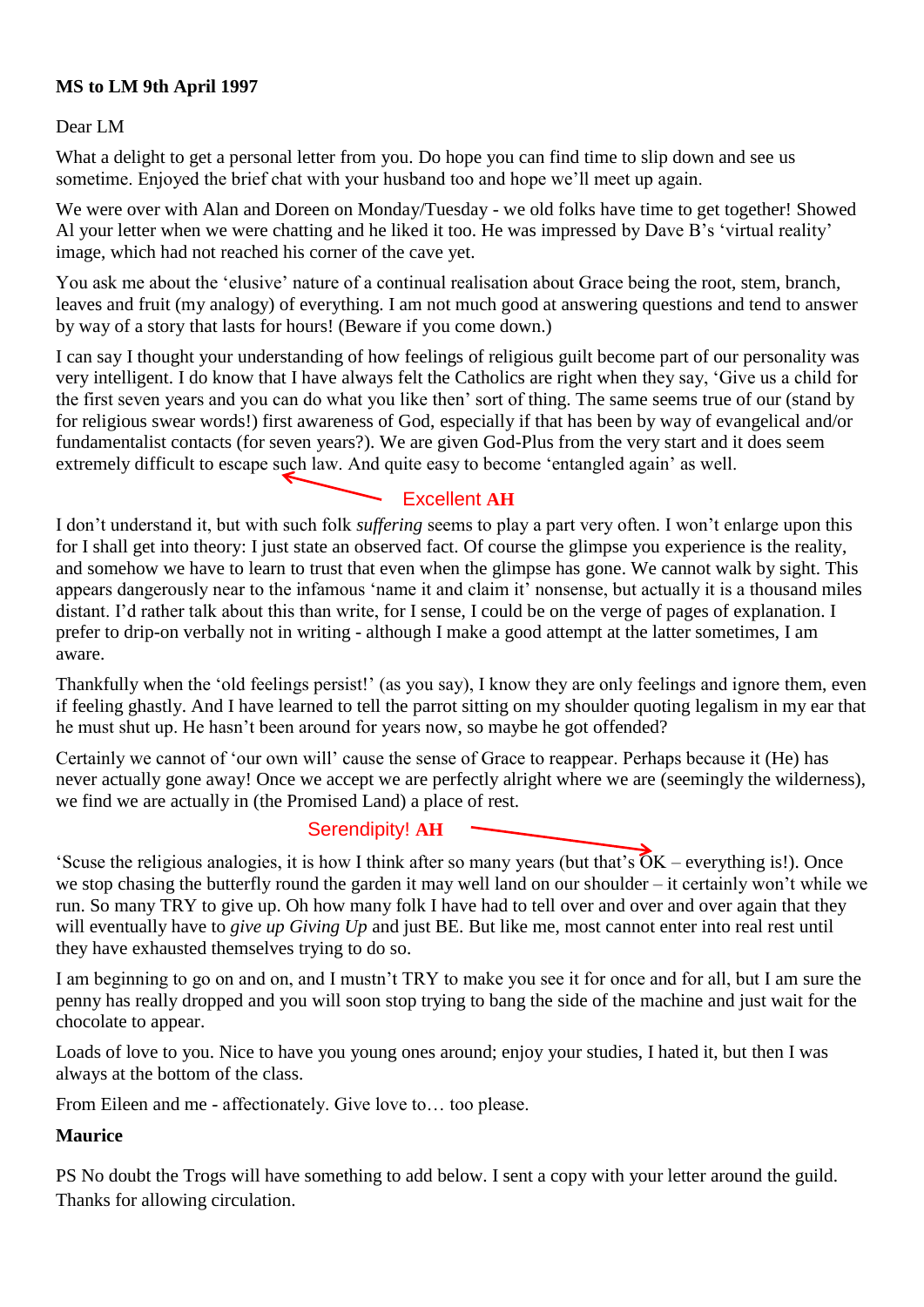**MS to LM 9th April 1997**

Dear LM

What a delight to get a personal letter from you. Do hope you can find time to slip down and see us sometime. Enjoyed the brief chat with your husband too and hope we'll meet up again.

We were over with Alan and Doreen on Monday/Tuesday - we old folks have time to get together! Showed Al your letter when we were chatting and he liked it too. He was impressed by Dave B's 'virtual reality' image, which had not reached his corner of the cave yet.

You ask me about the 'elusive' nature of a continual realisation about Grace being the root, stem, branch, leaves and fruit (my analogy) of everything. I am not much good at answering questions and tend to answer by way of a story that lasts for hours! (Beware if you come down.)

I can say I thought your understanding of how feelings of religious guilt become part of our personality was very intelligent. I do know that I have always felt the Catholics are right when they say, 'Give us a child for the first seven years and you can do what you like then' sort of thing. The same seems true of our (stand by for religious swear words!) first awareness of God, especially if that has been by way of evangelical and/or fundamentalist contacts (for seven years?). We are given God-Plus from the very start and it does seem extremely difficult to escape such law. And quite easy to become 'entangled again' as well.

Excellent **AH**

I don't understand it, but with such folk *suffering* seems to play a part very often. I won't enlarge upon this for I shall get into theory: I just state an observed fact. Of course the glimpse you experience is the reality, and somehow we have to learn to trust that even when the glimpse has gone. We cannot walk by sight. This appears dangerously near to the infamous 'name it and claim it' nonsense, but actually it is a thousand miles distant. I'd rather talk about this than write, for I sense, I could be on the verge of pages of explanation. I prefer to drip-on verbally not in writing - although I make a good attempt at the latter sometimes, I am aware.

Thankfully when the 'old feelings persist!' (as you say), I know they are only feelings and ignore them, even if feeling ghastly. And I have learned to tell the parrot sitting on my shoulder quoting legalism in my ear that he must shut up. He hasn't been around for years now, so maybe he got offended?

Certainly we cannot of 'our own will' cause the sense of Grace to reappear. Perhaps because it (He) has never actually gone away! Once we accept we are perfectly alright where we are (seemingly the wilderness), we find we are actually in (the Promised Land) a place of rest.

Serendipity! **AH**

'Scuse the religious analogies, it is how I think after so many years (but that's OK – everything is!). Once we stop chasing the butterfly round the garden it may well land on our shoulder – it certainly won't while we run. So many TRY to give up. Oh how many folk I have had to tell over and over and over again that they will eventually have to *give up Giving Up* and just BE. But like me, most cannot enter into real rest until they have exhausted themselves trying to do so.

I am beginning to go on and on, and I mustn't TRY to make you see it for once and for all, but I am sure the penny has really dropped and you will soon stop trying to bang the side of the machine and just wait for the chocolate to appear.

Loads of love to you. Nice to have you young ones around; enjoy your studies, I hated it, but then I was always at the bottom of the class.

From Eileen and me - affectionately. Give love to… too please.

**Maurice**

PS No doubt the Trogs will have something to add below. I sent a copy with your letter around the guild. Thanks for allowing circulation.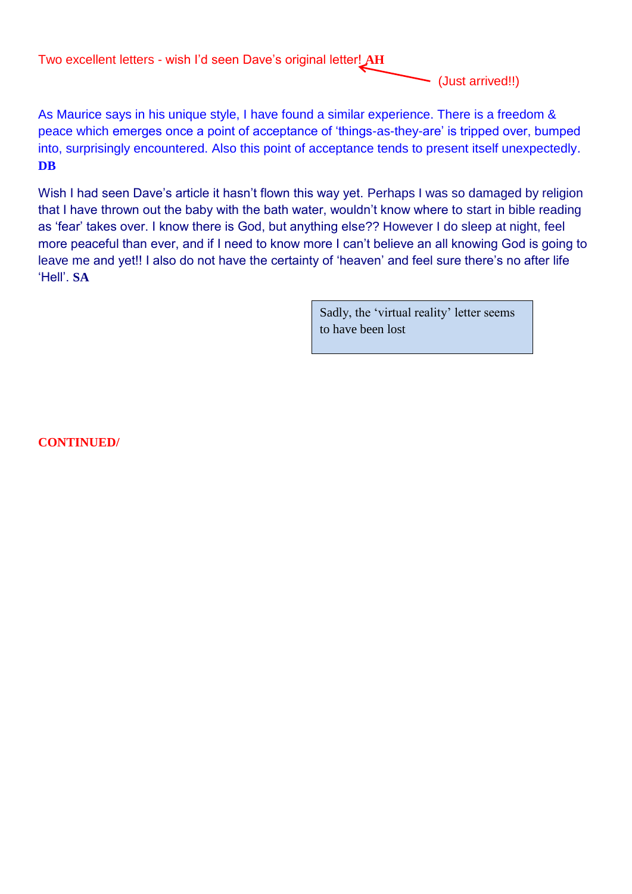Two excellent letters - wish I'd seen Dave's original letter! **AH** ← (Just arrived!!)

As Maurice says in his unique style, I have found a similar experience. There is a freedom & peace which emerges once a point of acceptance of 'things-as-they-are' is tripped over, bumped into, surprisingly encountered. Also this point of acceptance tends to present itself unexpectedly. **DB**

Wish I had seen Dave's article it hasn't flown this way yet. Perhaps I was so damaged by religion that I have thrown out the baby with the bath water, wouldn't know where to start in bible reading as 'fear' takes over. I know there is God, but anything else?? However I do sleep at night, feel more peaceful than ever, and if I need to know more I can't believe an all knowing God is going to leave me and yet!! I also do not have the certainty of 'heaven' and feel sure there's no after life 'Hell'. **SA**

Sadly, the 'virtual reality' letter seems to have been lost

**CONTINUED/**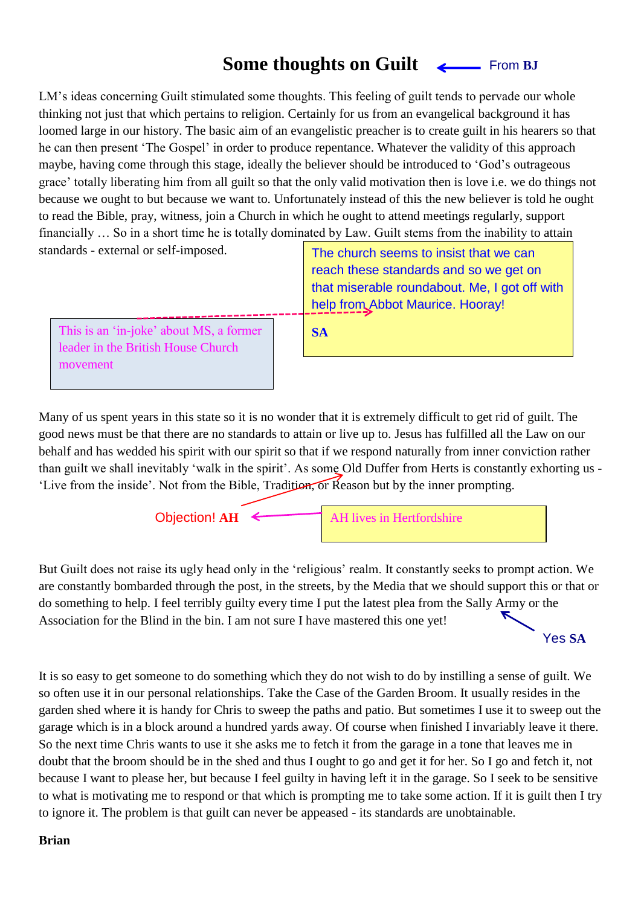# Some thoughts on Guilt

From **BJ**

LM's ideas concerning Guilt stimulated some thoughts. This feeling of guilt tends to pervade our whole thinking not just that which pertains to religion. Certainly for us from an evangelical background it has loomed large in our history. The basic aim of an evangelistic preacher is to create guilt in his hearers so that he can then present 'The Gospel' in order to produce repentance. Whatever the validity of this approach maybe, having come through this stage, ideally the believer should be introduced to 'God's outrageous grace' totally liberating him from all guilt so that the only valid motivation then is love i.e. we do things not because we ought to but because we want to. Unfortunately instead of this the new believer is told he ought to read the Bible, pray, witness, join a Church in which he ought to attend meetings regularly, support financially … So in a short time he is totally dominated by Law. Guilt stems from the inability to attain standards - external or self-imposed.

> The church seems to insist that we can reach these standards and so we get on that miserable roundabout. Me, I got off with help from Abbot Maurice. Hooray!
>
> **SA**

> This is an 'in-joke' about MS, a former leader in the British House Church movement

Many of us spent years in this state so it is no wonder that it is extremely difficult to get rid of guilt. The good news must be that there are no standards to attain or live up to. Jesus has fulfilled all the Law on our behalf and has wedded his spirit with our spirit so that if we respond naturally from inner conviction rather than guilt we shall inevitably 'walk in the spirit'. As some Old Duffer from Herts is constantly exhorting us - 'Live from the inside'. Not from the Bible, Tradition, or Reason but by the inner prompting.

> Objection! **AH**

> AH lives in Hertfordshire

But Guilt does not raise its ugly head only in the 'religious' realm. It constantly seeks to prompt action. We are constantly bombarded through the post, in the streets, by the Media that we should support this or that or do something to help. I feel terribly guilty every time I put the latest plea from the Sally Army or the Association for the Blind in the bin. I am not sure I have mastered this one yet!

> Yes **SA**

It is so easy to get someone to do something which they do not wish to do by instilling a sense of guilt. We so often use it in our personal relationships. Take the Case of the Garden Broom. It usually resides in the garden shed where it is handy for Chris to sweep the paths and patio. But sometimes I use it to sweep out the garage which is in a block around a hundred yards away. Of course when finished I invariably leave it there. So the next time Chris wants to use it she asks me to fetch it from the garage in a tone that leaves me in doubt that the broom should be in the shed and thus I ought to go and get it for her. So I go and fetch it, not because I want to please her, but because I feel guilty in having left it in the garage. So I seek to be sensitive to what is motivating me to respond or that which is prompting me to take some action. If it is guilt then I try to ignore it. The problem is that guilt can never be appeased - its standards are unobtainable.

**Brian**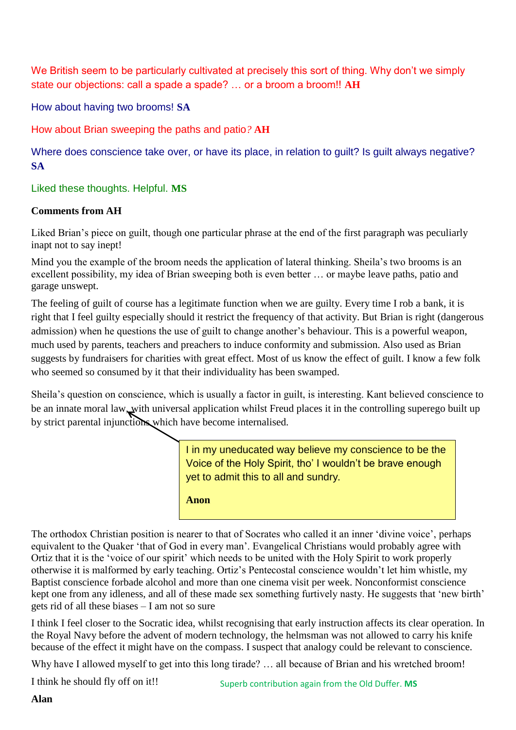We British seem to be particularly cultivated at precisely this sort of thing. Why don't we simply state our objections: call a spade a spade? … or a broom a broom!! **AH**

How about having two brooms! **SA**

How about Brian sweeping the paths and patio? **AH**

Where does conscience take over, or have its place, in relation to guilt? Is guilt always negative? **SA**

Liked these thoughts. Helpful. **MS**

**Comments from AH**

Liked Brian's piece on guilt, though one particular phrase at the end of the first paragraph was peculiarly inapt not to say inept!

Mind you the example of the broom needs the application of lateral thinking. Sheila's two brooms is an excellent possibility, my idea of Brian sweeping both is even better … or maybe leave paths, patio and garage unswept.

The feeling of guilt of course has a legitimate function when we are guilty. Every time I rob a bank, it is right that I feel guilty especially should it restrict the frequency of that activity. But Brian is right (dangerous admission) when he questions the use of guilt to change another's behaviour. This is a powerful weapon, much used by parents, teachers and preachers to induce conformity and submission. Also used as Brian suggests by fundraisers for charities with great effect. Most of us know the effect of guilt. I know a few folk who seemed so consumed by it that their individuality has been swamped.

Sheila's question on conscience, which is usually a factor in guilt, is interesting. Kant believed conscience to be an innate moral law, with universal application whilst Freud places it in the controlling superego built up by strict parental injunctions which have become internalised.

> I in my uneducated way believe my conscience to be the Voice of the Holy Spirit, tho' I wouldn't be brave enough yet to admit this to all and sundry.
>
> **Anon**

The orthodox Christian position is nearer to that of Socrates who called it an inner 'divine voice', perhaps equivalent to the Quaker 'that of God in every man'. Evangelical Christians would probably agree with Ortiz that it is the 'voice of our spirit' which needs to be united with the Holy Spirit to work properly otherwise it is malformed by early teaching. Ortiz's Pentecostal conscience wouldn't let him whistle, my Baptist conscience forbade alcohol and more than one cinema visit per week. Nonconformist conscience kept one from any idleness, and all of these made sex something furtively nasty. He suggests that 'new birth' gets rid of all these biases – I am not so sure

I think I feel closer to the Socratic idea, whilst recognising that early instruction affects its clear operation. In the Royal Navy before the advent of modern technology, the helmsman was not allowed to carry his knife because of the effect it might have on the compass. I suspect that analogy could be relevant to conscience.

Why have I allowed myself to get into this long tirade? … all because of Brian and his wretched broom!

I think he should fly off on it!!

Superb contribution again from the Old Duffer. **MS**

**Alan**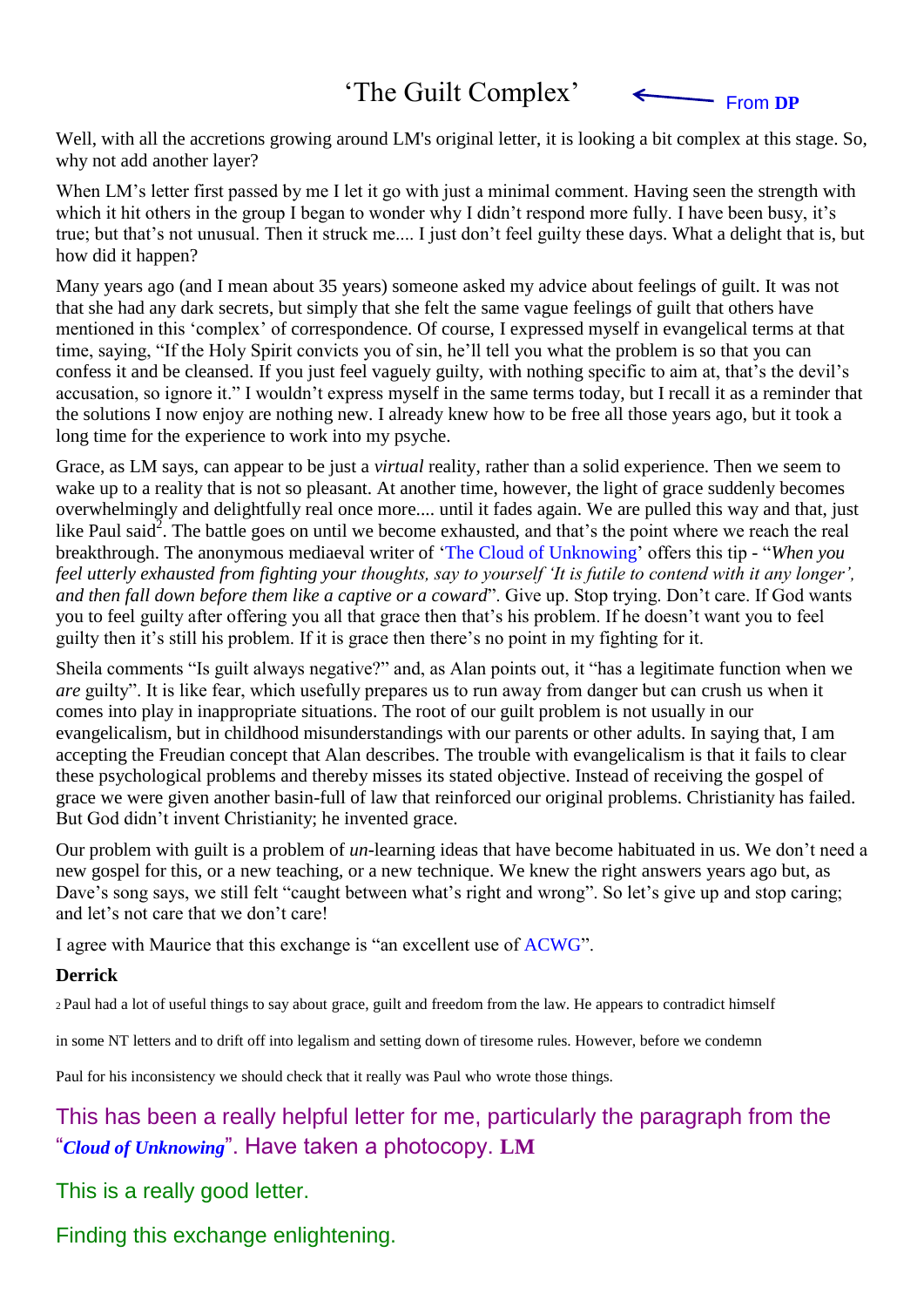# 'The Guilt Complex' ← From **DP**

Well, with all the accretions growing around LM's original letter, it is looking a bit complex at this stage. So, why not add another layer?

When LM's letter first passed by me I let it go with just a minimal comment. Having seen the strength with which it hit others in the group I began to wonder why I didn't respond more fully. I have been busy, it's true; but that's not unusual. Then it struck me.... I just don't feel guilty these days. What a delight that is, but how did it happen?

Many years ago (and I mean about 35 years) someone asked my advice about feelings of guilt. It was not that she had any dark secrets, but simply that she felt the same vague feelings of guilt that others have mentioned in this 'complex' of correspondence. Of course, I expressed myself in evangelical terms at that time, saying, "If the Holy Spirit convicts you of sin, he'll tell you what the problem is so that you can confess it and be cleansed. If you just feel vaguely guilty, with nothing specific to aim at, that's the devil's accusation, so ignore it." I wouldn't express myself in the same terms today, but I recall it as a reminder that the solutions I now enjoy are nothing new. I already knew how to be free all those years ago, but it took a long time for the experience to work into my psyche.

Grace, as LM says, can appear to be just a *virtual* reality, rather than a solid experience. Then we seem to wake up to a reality that is not so pleasant. At another time, however, the light of grace suddenly becomes overwhelmingly and delightfully real once more.... until it fades again. We are pulled this way and that, just like Paul said[2]. The battle goes on until we become exhausted, and that's the point where we reach the real breakthrough. The anonymous mediaeval writer of 'The Cloud of Unknowing' offers this tip - "*When you feel utterly exhausted from fighting your thoughts, say to yourself 'It is futile to contend with it any longer', and then fall down before them like a captive or a coward*". Give up. Stop trying. Don't care. If God wants you to feel guilty after offering you all that grace then that's his problem. If he doesn't want you to feel guilty then it's still his problem. If it is grace then there's no point in my fighting for it.

Sheila comments "Is guilt always negative?" and, as Alan points out, it "has a legitimate function when we *are* guilty". It is like fear, which usefully prepares us to run away from danger but can crush us when it comes into play in inappropriate situations. The root of our guilt problem is not usually in our evangelicalism, but in childhood misunderstandings with our parents or other adults. In saying that, I am accepting the Freudian concept that Alan describes. The trouble with evangelicalism is that it fails to clear these psychological problems and thereby misses its stated objective. Instead of receiving the gospel of grace we were given another basin-full of law that reinforced our original problems. Christianity has failed. But God didn't invent Christianity; he invented grace.

Our problem with guilt is a problem of *un*-learning ideas that have become habituated in us. We don't need a new gospel for this, or a new teaching, or a new technique. We knew the right answers years ago but, as Dave's song says, we still felt "caught between what's right and wrong". So let's give up and stop caring; and let's not care that we don't care!

I agree with Maurice that this exchange is "an excellent use of ACWG".

**Derrick**

[2] Paul had a lot of useful things to say about grace, guilt and freedom from the law. He appears to contradict himself in some NT letters and to drift off into legalism and setting down of tiresome rules. However, before we condemn Paul for his inconsistency we should check that it really was Paul who wrote those things.

This has been a really helpful letter for me, particularly the paragraph from the "***Cloud of Unknowing***". Have taken a photocopy. **LM**

This is a really good letter.

Finding this exchange enlightening.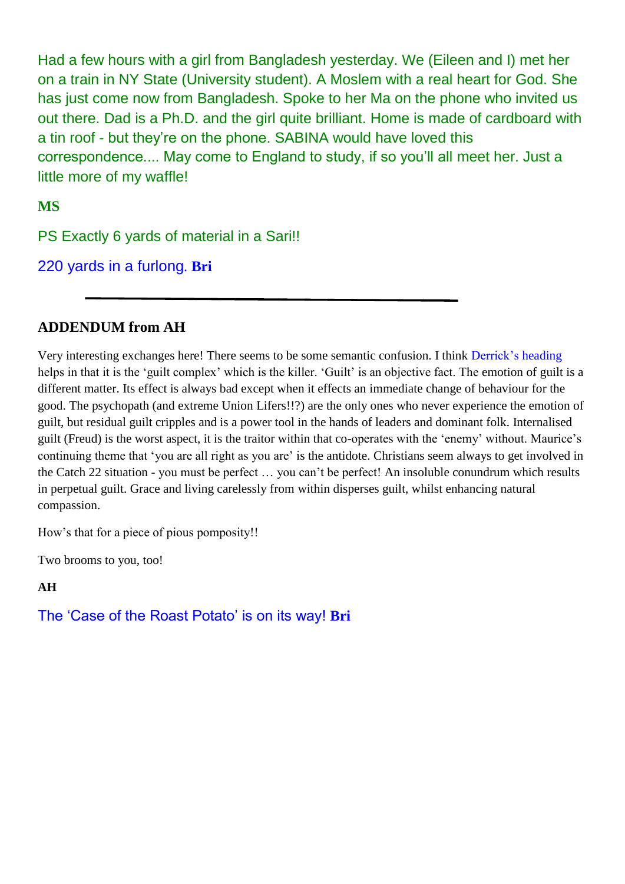Had a few hours with a girl from Bangladesh yesterday. We (Eileen and I) met her on a train in NY State (University student). A Moslem with a real heart for God. She has just come now from Bangladesh. Spoke to her Ma on the phone who invited us out there. Dad is a Ph.D. and the girl quite brilliant. Home is made of cardboard with a tin roof - but they're on the phone. SABINA would have loved this correspondence.... May come to England to study, if so you'll all meet her. Just a little more of my waffle!

**MS**

PS Exactly 6 yards of material in a Sari!!

220 yards in a furlong. **Bri**

---

### ADDENDUM from AH

Very interesting exchanges here! There seems to be some semantic confusion. I think Derrick's heading helps in that it is the 'guilt complex' which is the killer. 'Guilt' is an objective fact. The emotion of guilt is a different matter. Its effect is always bad except when it effects an immediate change of behaviour for the good. The psychopath (and extreme Union Lifers!!?) are the only ones who never experience the emotion of guilt, but residual guilt cripples and is a power tool in the hands of leaders and dominant folk. Internalised guilt (Freud) is the worst aspect, it is the traitor within that co-operates with the 'enemy' without. Maurice's continuing theme that 'you are all right as you are' is the antidote. Christians seem always to get involved in the Catch 22 situation - you must be perfect … you can't be perfect! An insoluble conundrum which results in perpetual guilt. Grace and living carelessly from within disperses guilt, whilst enhancing natural compassion.

How's that for a piece of pious pomposity!!

Two brooms to you, too!

**AH**

The 'Case of the Roast Potato' is on its way! **Bri**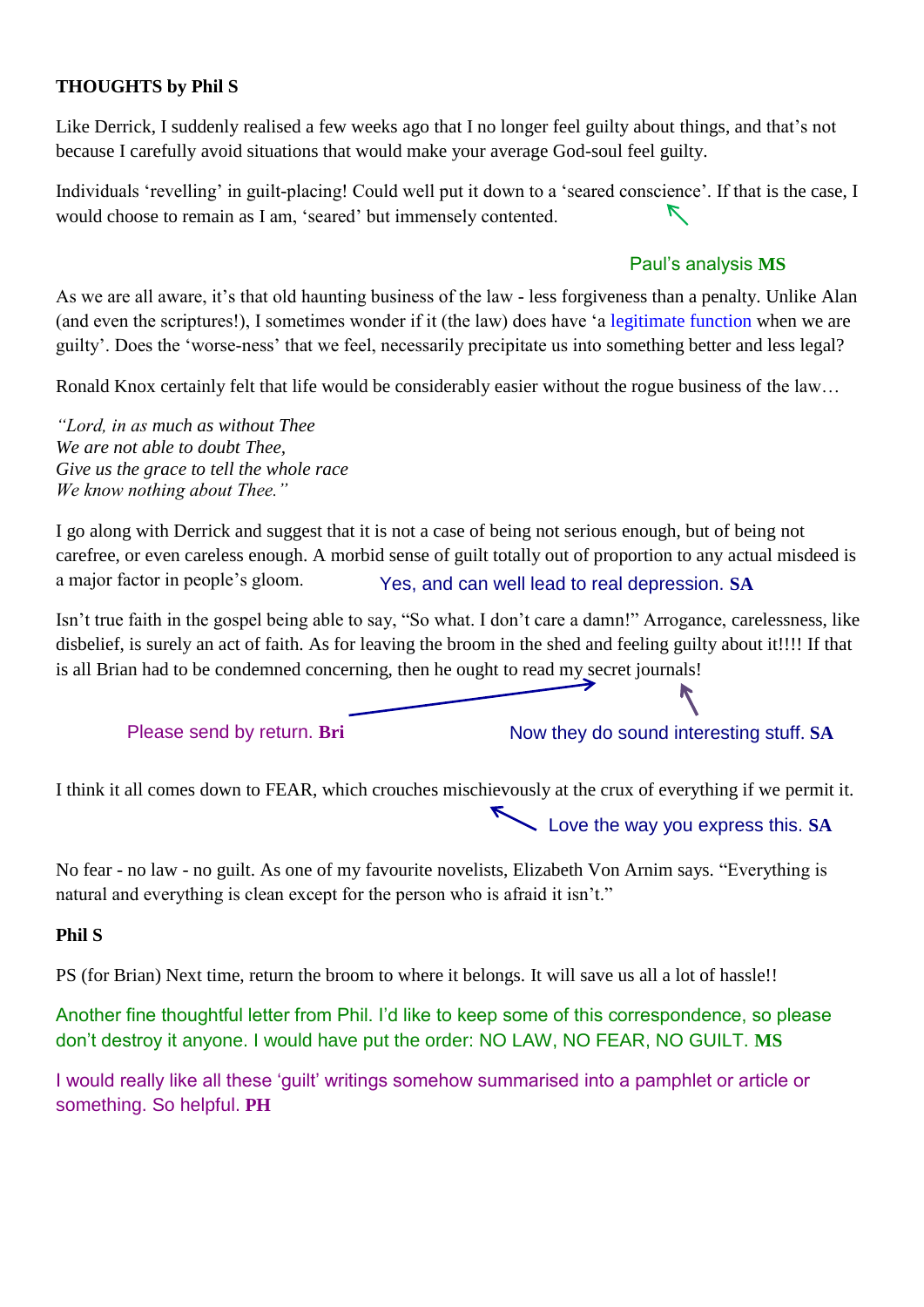**THOUGHTS by Phil S**

Like Derrick, I suddenly realised a few weeks ago that I no longer feel guilty about things, and that's not because I carefully avoid situations that would make your average God-soul feel guilty.

Individuals 'revelling' in guilt-placing! Could well put it down to a 'seared conscience'. If that is the case, I would choose to remain as I am, 'seared' but immensely contented.

Paul's analysis **MS**

As we are all aware, it's that old haunting business of the law - less forgiveness than a penalty. Unlike Alan (and even the scriptures!), I sometimes wonder if it (the law) does have 'a legitimate function when we are guilty'. Does the 'worse-ness' that we feel, necessarily precipitate us into something better and less legal?

Ronald Knox certainly felt that life would be considerably easier without the rogue business of the law…

*"Lord, in as much as without Thee*
*We are not able to doubt Thee,*
*Give us the grace to tell the whole race*
*We know nothing about Thee."*

I go along with Derrick and suggest that it is not a case of being not serious enough, but of being not carefree, or even careless enough. A morbid sense of guilt totally out of proportion to any actual misdeed is a major factor in people's gloom.

Yes, and can well lead to real depression. **SA**

Isn't true faith in the gospel being able to say, "So what. I don't care a damn!" Arrogance, carelessness, like disbelief, is surely an act of faith. As for leaving the broom in the shed and feeling guilty about it!!!! If that is all Brian had to be condemned concerning, then he ought to read my secret journals!

Please send by return. **Bri**

Now they do sound interesting stuff. **SA**

I think it all comes down to FEAR, which crouches mischievously at the crux of everything if we permit it.

Love the way you express this. **SA**

No fear - no law - no guilt. As one of my favourite novelists, Elizabeth Von Arnim says. "Everything is natural and everything is clean except for the person who is afraid it isn't."

**Phil S**

PS (for Brian) Next time, return the broom to where it belongs. It will save us all a lot of hassle!!

Another fine thoughtful letter from Phil. I'd like to keep some of this correspondence, so please don't destroy it anyone. I would have put the order: NO LAW, NO FEAR, NO GUILT. **MS**

I would really like all these 'guilt' writings somehow summarised into a pamphlet or article or something. So helpful. **PH**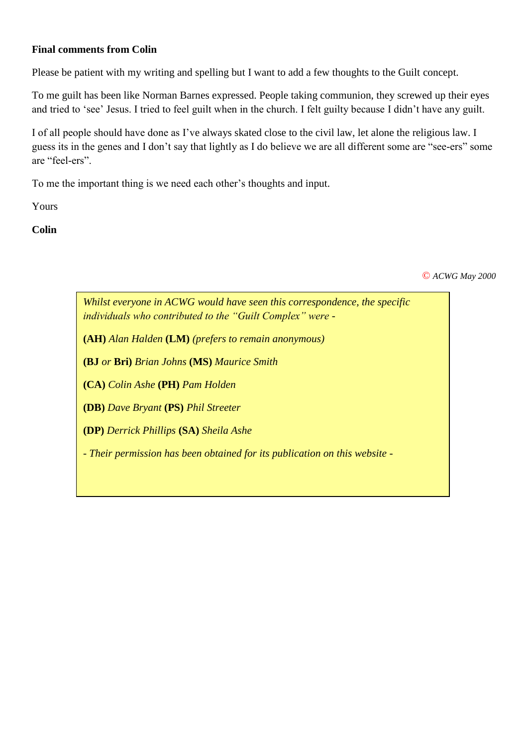**Final comments from Colin**

Please be patient with my writing and spelling but I want to add a few thoughts to the Guilt concept.

To me guilt has been like Norman Barnes expressed. People taking communion, they screwed up their eyes and tried to 'see' Jesus. I tried to feel guilt when in the church. I felt guilty because I didn't have any guilt.

I of all people should have done as I've always skated close to the civil law, let alone the religious law. I guess its in the genes and I don't say that lightly as I do believe we are all different some are "see-ers" some are "feel-ers".

To me the important thing is we need each other's thoughts and input.

Yours

**Colin**

*© ACWG May 2000*

*Whilst everyone in ACWG would have seen this correspondence, the specific individuals who contributed to the "Guilt Complex" were -*

**(AH)** *Alan Halden* **(LM)** *(prefers to remain anonymous)*

**(BJ** *or* **Bri)** *Brian Johns* **(MS)** *Maurice Smith*

**(CA)** *Colin Ashe* **(PH)** *Pam Holden*

**(DB)** *Dave Bryant* **(PS)** *Phil Streeter*

**(DP)** *Derrick Phillips* **(SA)** *Sheila Ashe*

*- Their permission has been obtained for its publication on this website -*